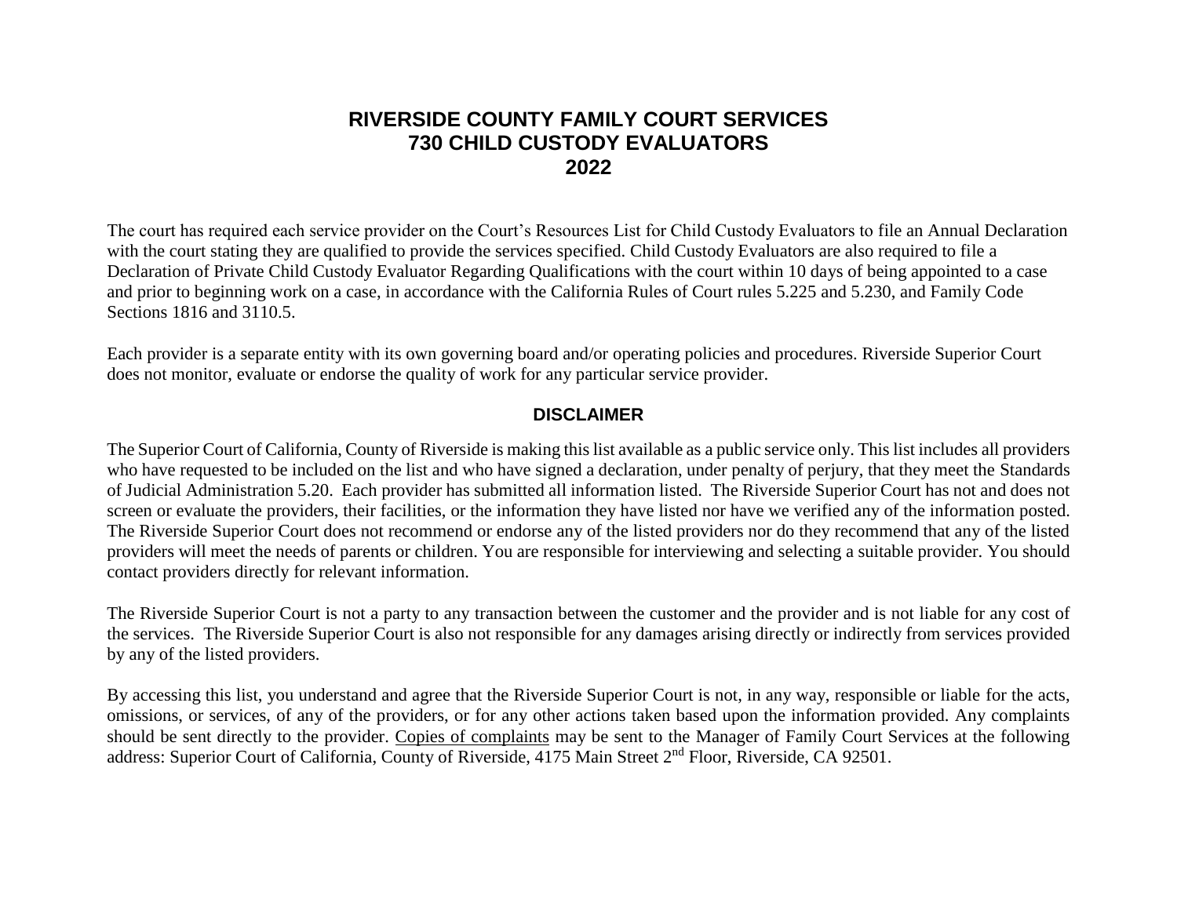# RIVERSIDE COUNTY FAMILY COURT SERVICES
# 730 CHILD CUSTODY EVALUATORS
# 2022

The court has required each service provider on the Court's Resources List for Child Custody Evaluators to file an Annual Declaration with the court stating they are qualified to provide the services specified. Child Custody Evaluators are also required to file a Declaration of Private Child Custody Evaluator Regarding Qualifications with the court within 10 days of being appointed to a case and prior to beginning work on a case, in accordance with the California Rules of Court rules 5.225 and 5.230, and Family Code Sections 1816 and 3110.5.

Each provider is a separate entity with its own governing board and/or operating policies and procedures. Riverside Superior Court does not monitor, evaluate or endorse the quality of work for any particular service provider.

## DISCLAIMER

The Superior Court of California, County of Riverside is making this list available as a public service only. This list includes all providers who have requested to be included on the list and who have signed a declaration, under penalty of perjury, that they meet the Standards of Judicial Administration 5.20. Each provider has submitted all information listed. The Riverside Superior Court has not and does not screen or evaluate the providers, their facilities, or the information they have listed nor have we verified any of the information posted. The Riverside Superior Court does not recommend or endorse any of the listed providers nor do they recommend that any of the listed providers will meet the needs of parents or children. You are responsible for interviewing and selecting a suitable provider. You should contact providers directly for relevant information.

The Riverside Superior Court is not a party to any transaction between the customer and the provider and is not liable for any cost of the services. The Riverside Superior Court is also not responsible for any damages arising directly or indirectly from services provided by any of the listed providers.

By accessing this list, you understand and agree that the Riverside Superior Court is not, in any way, responsible or liable for the acts, omissions, or services, of any of the providers, or for any other actions taken based upon the information provided. Any complaints should be sent directly to the provider. Copies of complaints may be sent to the Manager of Family Court Services at the following address: Superior Court of California, County of Riverside, 4175 Main Street 2nd Floor, Riverside, CA 92501.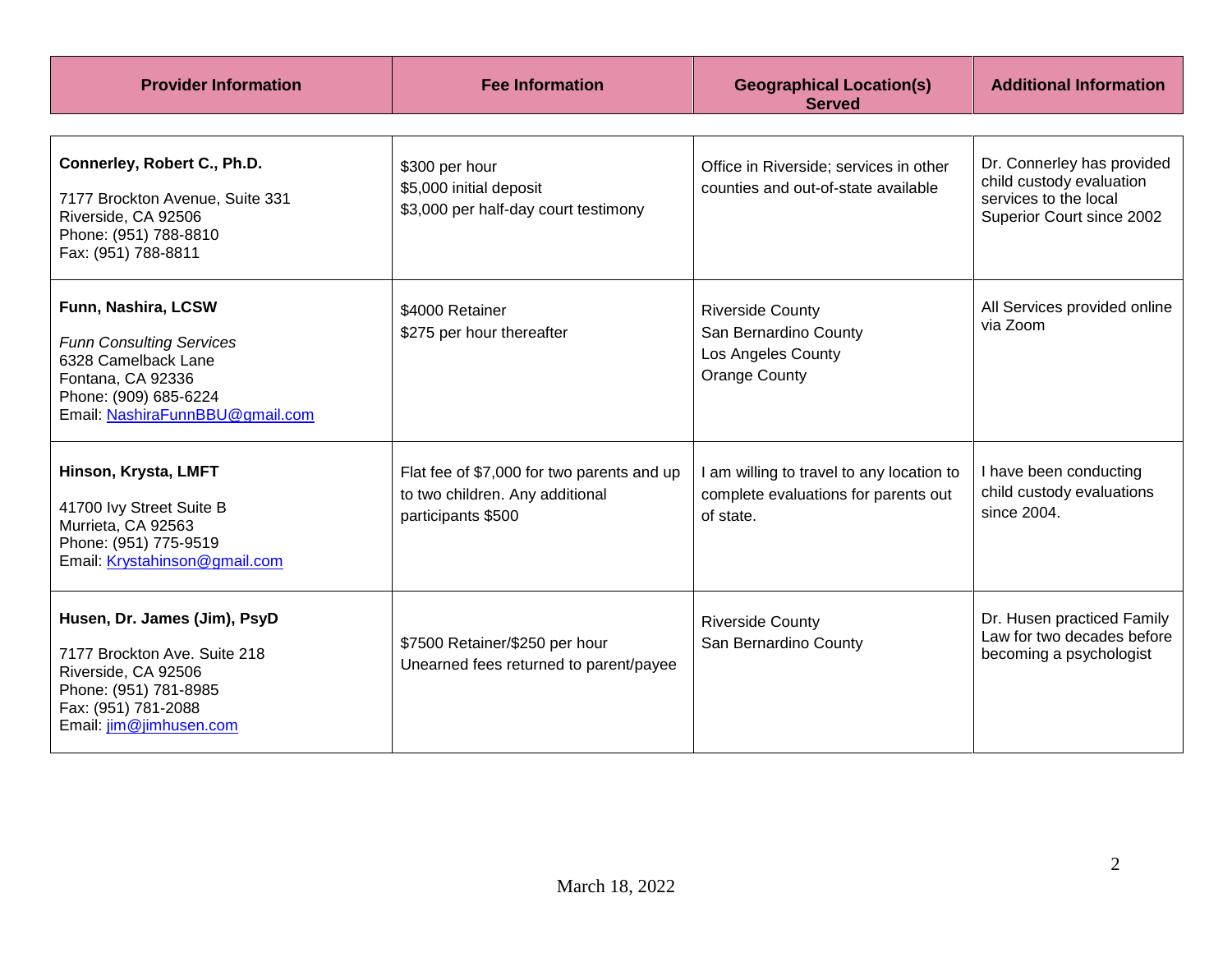| Provider Information | Fee Information | Geographical Location(s) Served | Additional Information |
|---|---|---|---|
| **Connerley, Robert C., Ph.D.**<br><br>7177 Brockton Avenue, Suite 331<br>Riverside, CA 92506<br>Phone: (951) 788-8810<br>Fax: (951) 788-8811 | $300 per hour<br>$5,000 initial deposit<br>$3,000 per half-day court testimony | Office in Riverside; services in other counties and out-of-state available | Dr. Connerley has provided child custody evaluation services to the local Superior Court since 2002 |
| **Funn, Nashira, LCSW**<br><br>*Funn Consulting Services*<br>6328 Camelback Lane<br>Fontana, CA 92336<br>Phone: (909) 685-6224<br>Email: NashiraFunnBBU@gmail.com | $4000 Retainer<br>$275 per hour thereafter | Riverside County<br>San Bernardino County<br>Los Angeles County<br>Orange County | All Services provided online via Zoom |
| **Hinson, Krysta, LMFT**<br><br>41700 Ivy Street Suite B<br>Murrieta, CA 92563<br>Phone: (951) 775-9519<br>Email: Krystahinson@gmail.com | Flat fee of $7,000 for two parents and up to two children. Any additional participants $500 | I am willing to travel to any location to complete evaluations for parents out of state. | I have been conducting child custody evaluations since 2004. |
| **Husen, Dr. James (Jim), PsyD**<br><br>7177 Brockton Ave. Suite 218<br>Riverside, CA 92506<br>Phone: (951) 781-8985<br>Fax: (951) 781-2088<br>Email: jim@jimhusen.com | $7500 Retainer/$250 per hour<br>Unearned fees returned to parent/payee | Riverside County<br>San Bernardino County | Dr. Husen practiced Family Law for two decades before becoming a psychologist |

March 18, 2022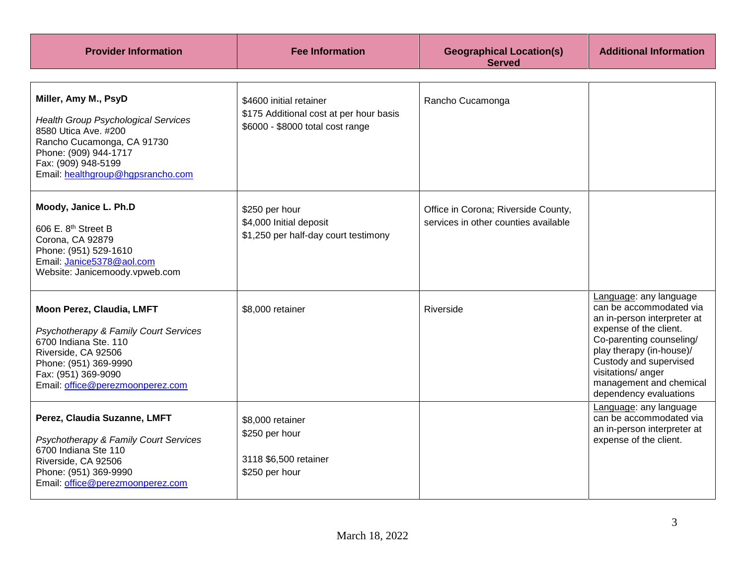| Provider Information | Fee Information | Geographical Location(s) Served | Additional Information |
|---|---|---|---|
| **Miller, Amy M., PsyD**<br><br>*Health Group Psychological Services*<br>8580 Utica Ave. #200<br>Rancho Cucamonga, CA 91730<br>Phone: (909) 944-1717<br>Fax: (909) 948-5199<br>Email: healthgroup@hgpsrancho.com | $4600 initial retainer<br>$175 Additional cost at per hour basis<br>$6000 - $8000 total cost range | Rancho Cucamonga | |
| **Moody, Janice L. Ph.D**<br><br>606 E. 8th Street B<br>Corona, CA 92879<br>Phone: (951) 529-1610<br>Email: Janice5378@aol.com<br>Website: Janicemoody.vpweb.com | $250 per hour<br>$4,000 Initial deposit<br>$1,250 per half-day court testimony | Office in Corona; Riverside County, services in other counties available | |
| **Moon Perez, Claudia, LMFT**<br><br>*Psychotherapy & Family Court Services*<br>6700 Indiana Ste. 110<br>Riverside, CA 92506<br>Phone: (951) 369-9990<br>Fax: (951) 369-9090<br>Email: office@perezmoonperez.com | $8,000 retainer | Riverside | Language: any language can be accommodated via an in-person interpreter at expense of the client.<br>Co-parenting counseling/ play therapy (in-house)/ Custody and supervised visitations/ anger management and chemical dependency evaluations |
| **Perez, Claudia Suzanne, LMFT**<br><br>*Psychotherapy & Family Court Services*<br>6700 Indiana Ste 110<br>Riverside, CA 92506<br>Phone: (951) 369-9990<br>Email: office@perezmoonperez.com | $8,000 retainer<br>$250 per hour<br><br>3118 $6,500 retainer<br>$250 per hour | | Language: any language can be accommodated via an in-person interpreter at expense of the client. |

March 18, 2022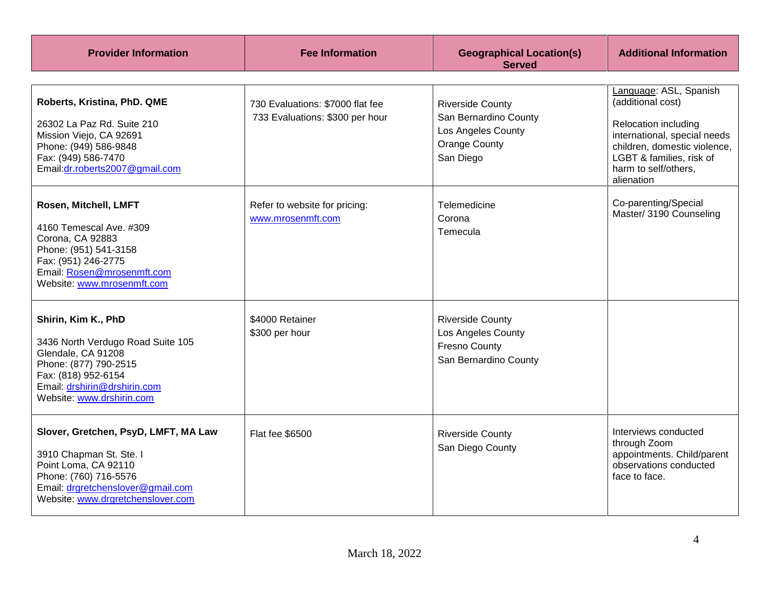| Provider Information | Fee Information | Geographical Location(s) Served | Additional Information |
|---|---|---|---|
| **Roberts, Kristina, PhD. QME**<br><br>26302 La Paz Rd. Suite 210<br>Mission Viejo, CA 92691<br>Phone: (949) 586-9848<br>Fax: (949) 586-7470<br>Email:dr.roberts2007@gmail.com | 730 Evaluations: $7000 flat fee<br>733 Evaluations: $300 per hour | Riverside County<br>San Bernardino County<br>Los Angeles County<br>Orange County<br>San Diego | Language: ASL, Spanish (additional cost)<br><br>Relocation including international, special needs children, domestic violence, LGBT & families, risk of harm to self/others, alienation |
| **Rosen, Mitchell, LMFT**<br><br>4160 Temescal Ave. #309<br>Corona, CA 92883<br>Phone: (951) 541-3158<br>Fax: (951) 246-2775<br>Email: Rosen@mrosenmft.com<br>Website: www.mrosenmft.com | Refer to website for pricing: www.mrosenmft.com | Telemedicine<br>Corona<br>Temecula | Co-parenting/Special Master/ 3190 Counseling |
| **Shirin, Kim K., PhD**<br><br>3436 North Verdugo Road Suite 105<br>Glendale, CA 91208<br>Phone: (877) 790-2515<br>Fax: (818) 952-6154<br>Email: drshirin@drshirin.com<br>Website: www.drshirin.com | $4000 Retainer<br>$300 per hour | Riverside County<br>Los Angeles County<br>Fresno County<br>San Bernardino County | |
| **Slover, Gretchen, PsyD, LMFT, MA Law**<br><br>3910 Chapman St. Ste. I<br>Point Loma, CA 92110<br>Phone: (760) 716-5576<br>Email: drgretchenslover@gmail.com<br>Website: www.drgretchenslover.com | Flat fee $6500 | Riverside County<br>San Diego County | Interviews conducted through Zoom appointments. Child/parent observations conducted face to face. |

March 18, 2022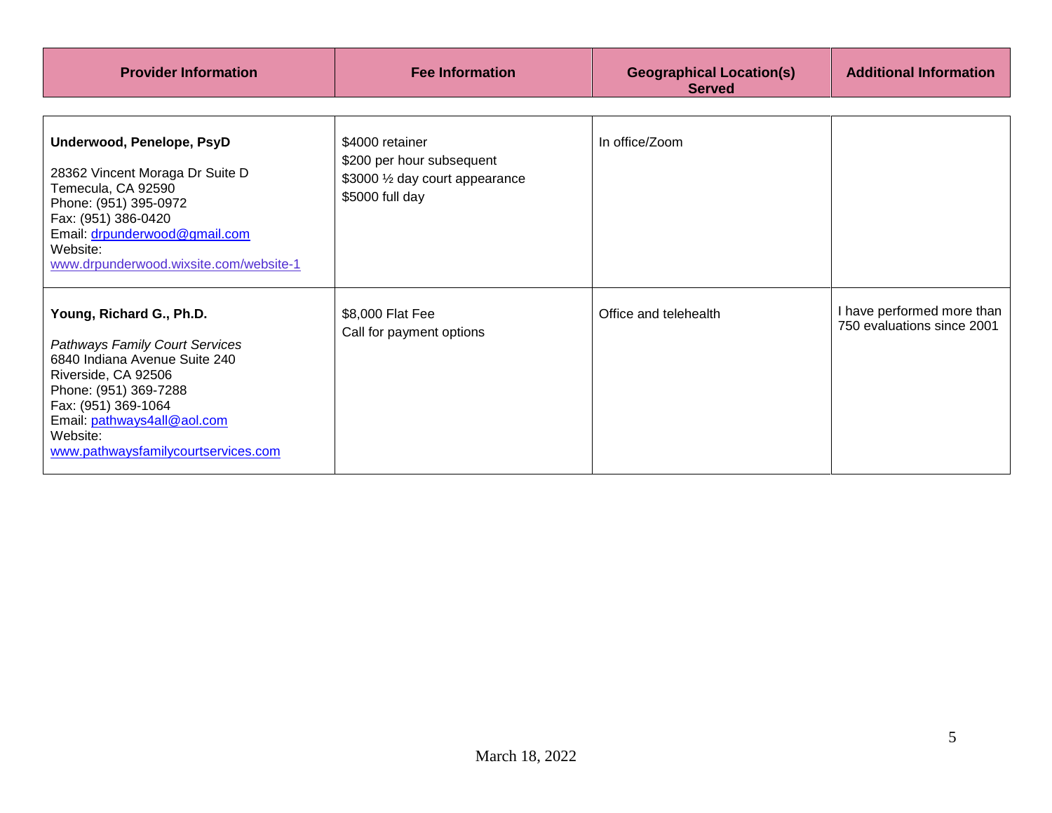| Provider Information | Fee Information | Geographical Location(s) Served | Additional Information |
|---|---|---|---|
| **Underwood, Penelope, PsyD**<br><br>28362 Vincent Moraga Dr Suite D<br>Temecula, CA 92590<br>Phone: (951) 395-0972<br>Fax: (951) 386-0420<br>Email: drpunderwood@gmail.com<br>Website:<br>www.drpunderwood.wixsite.com/website-1 | $4000 retainer<br>$200 per hour subsequent<br>$3000 ½ day court appearance<br>$5000 full day | In office/Zoom | |
| **Young, Richard G., Ph.D.**<br><br>*Pathways Family Court Services*<br>6840 Indiana Avenue Suite 240<br>Riverside, CA 92506<br>Phone: (951) 369-7288<br>Fax: (951) 369-1064<br>Email: pathways4all@aol.com<br>Website:<br>www.pathwaysfamilycourtservices.com | $8,000 Flat Fee<br>Call for payment options | Office and telehealth | I have performed more than 750 evaluations since 2001 |

March 18, 2022